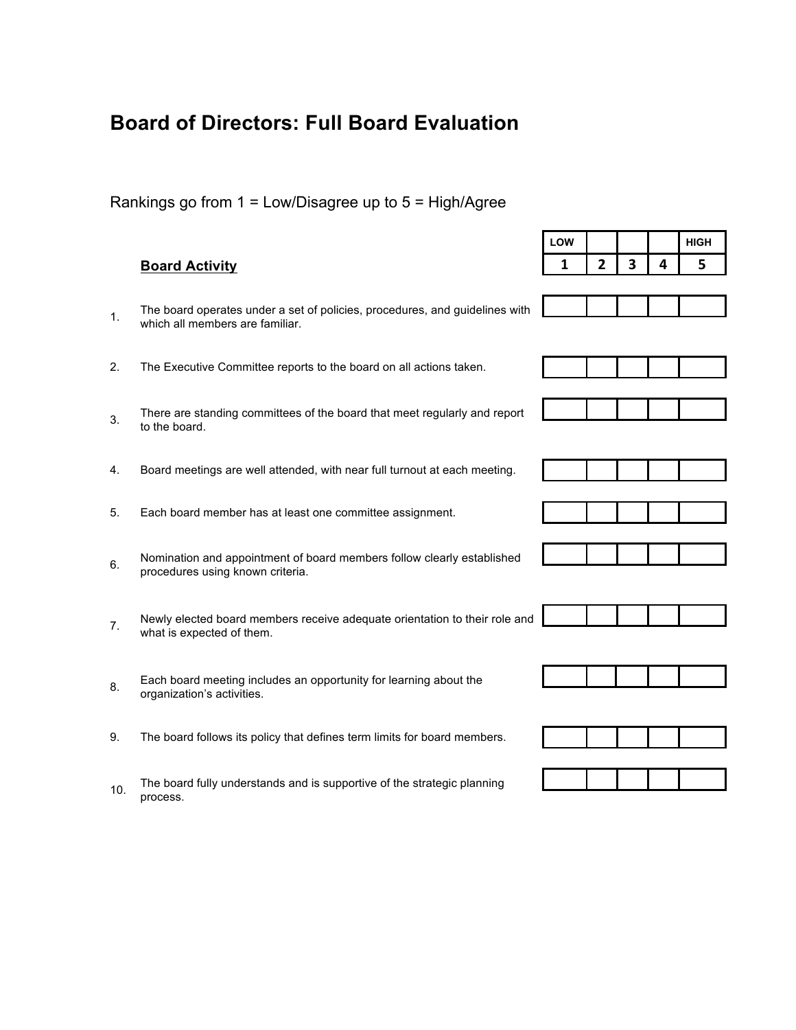# Board of Directors: Full Board Evaluation

Rankings go from 1 = Low/Disagree up to 5 = High/Agree

| | **Board Activity** | LOW 1 | 2 | 3 | 4 | HIGH 5 |
|---|---|---|---|---|---|---|
| 1. | The board operates under a set of policies, procedures, and guidelines with which all members are familiar. | | | | | |
| 2. | The Executive Committee reports to the board on all actions taken. | | | | | |
| 3. | There are standing committees of the board that meet regularly and report to the board. | | | | | |
| 4. | Board meetings are well attended, with near full turnout at each meeting. | | | | | |
| 5. | Each board member has at least one committee assignment. | | | | | |
| 6. | Nomination and appointment of board members follow clearly established procedures using known criteria. | | | | | |
| 7. | Newly elected board members receive adequate orientation to their role and what is expected of them. | | | | | |
| 8. | Each board meeting includes an opportunity for learning about the organization's activities. | | | | | |
| 9. | The board follows its policy that defines term limits for board members. | | | | | |
| 10. | The board fully understands and is supportive of the strategic planning process. | | | | | |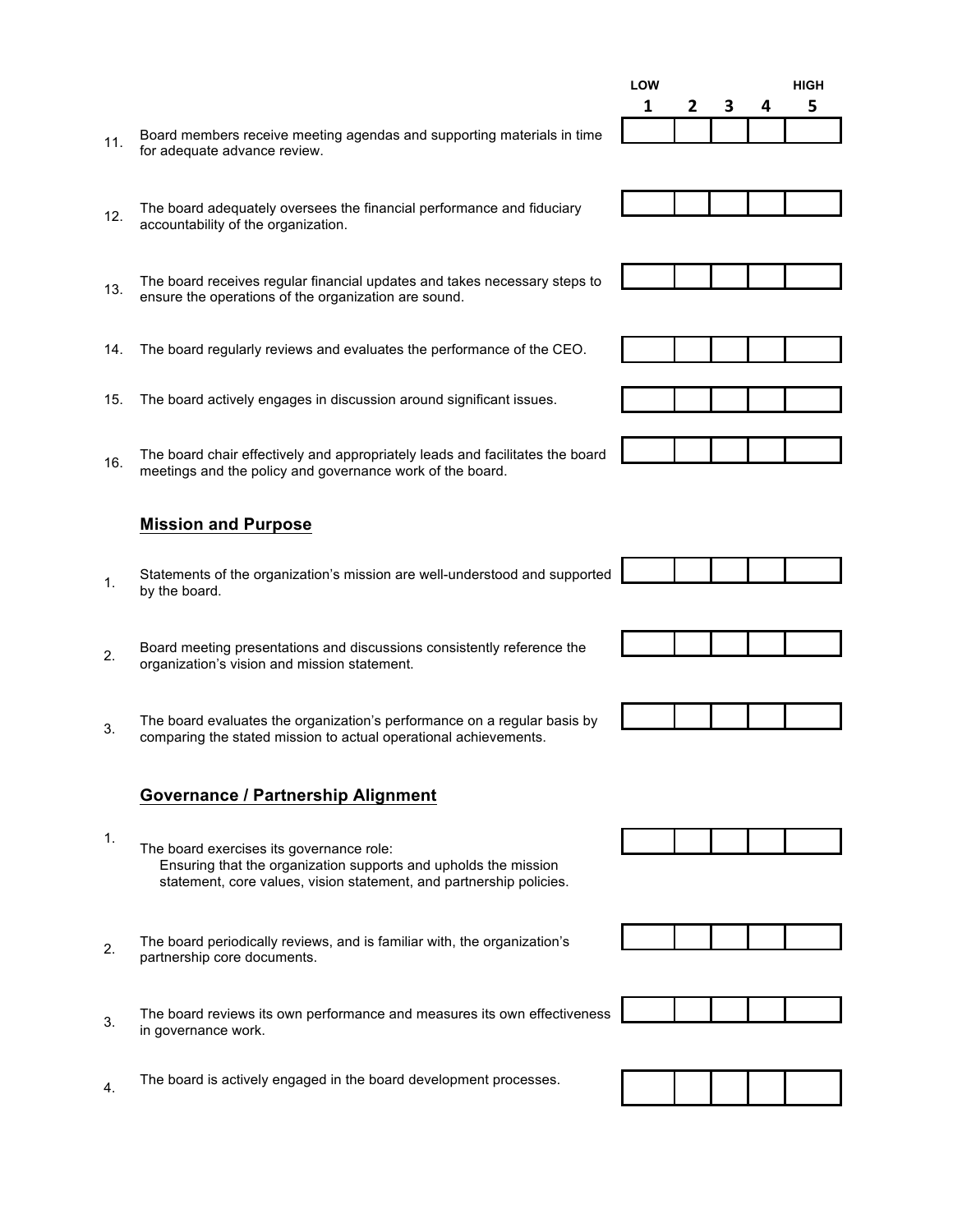| | | LOW 1 | 2 | 3 | 4 | HIGH 5 |
|---|---|---|---|---|---|---|
| 11. | Board members receive meeting agendas and supporting materials in time for adequate advance review. | | | | | |
| 12. | The board adequately oversees the financial performance and fiduciary accountability of the organization. | | | | | |
| 13. | The board receives regular financial updates and takes necessary steps to ensure the operations of the organization are sound. | | | | | |
| 14. | The board regularly reviews and evaluates the performance of the CEO. | | | | | |
| 15. | The board actively engages in discussion around significant issues. | | | | | |
| 16. | The board chair effectively and appropriately leads and facilitates the board meetings and the policy and governance work of the board. | | | | | |

## Mission and Purpose

| | | 1 | 2 | 3 | 4 | 5 |
|---|---|---|---|---|---|---|
| 1. | Statements of the organization's mission are well-understood and supported by the board. | | | | | |
| 2. | Board meeting presentations and discussions consistently reference the organization's vision and mission statement. | | | | | |
| 3. | The board evaluates the organization's performance on a regular basis by comparing the stated mission to actual operational achievements. | | | | | |

## Governance / Partnership Alignment

| | | 1 | 2 | 3 | 4 | 5 |
|---|---|---|---|---|---|---|
| 1. | The board exercises its governance role: Ensuring that the organization supports and upholds the mission statement, core values, vision statement, and partnership policies. | | | | | |
| 2. | The board periodically reviews, and is familiar with, the organization's partnership core documents. | | | | | |
| 3. | The board reviews its own performance and measures its own effectiveness in governance work. | | | | | |
| 4. | The board is actively engaged in the board development processes. | | | | | |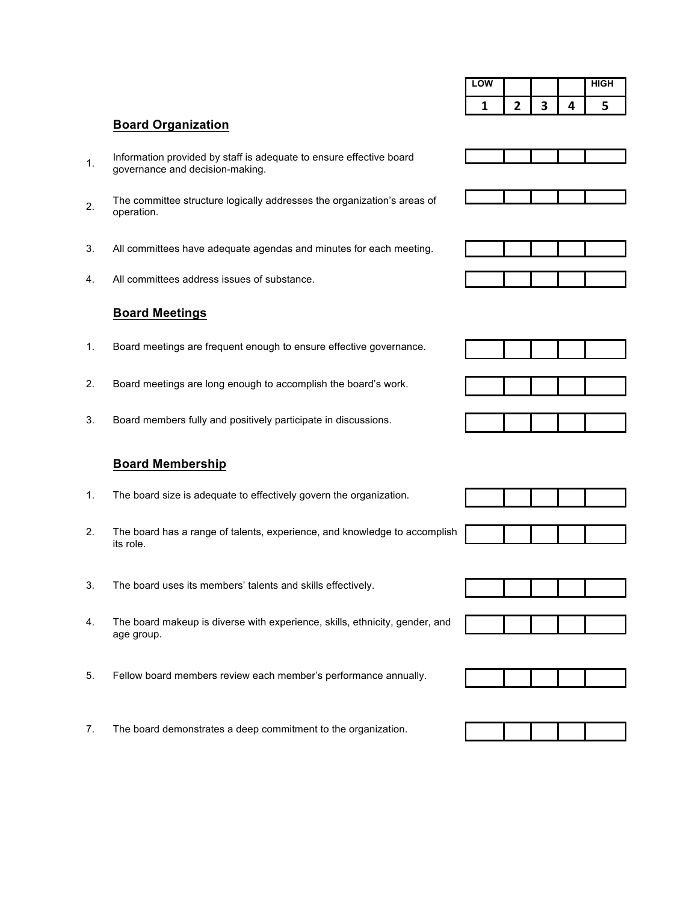| | LOW | | | | HIGH |
|---|---|---|---|---|---|
| | 1 | 2 | 3 | 4 | 5 |

### Board Organization

| | | 1 | 2 | 3 | 4 | 5 |
|---|---|---|---|---|---|---|
| 1. | Information provided by staff is adequate to ensure effective board governance and decision-making. | | | | | |
| 2. | The committee structure logically addresses the organization's areas of operation. | | | | | |
| 3. | All committees have adequate agendas and minutes for each meeting. | | | | | |
| 4. | All committees address issues of substance. | | | | | |

### Board Meetings

| | | 1 | 2 | 3 | 4 | 5 |
|---|---|---|---|---|---|---|
| 1. | Board meetings are frequent enough to ensure effective governance. | | | | | |
| 2. | Board meetings are long enough to accomplish the board's work. | | | | | |
| 3. | Board members fully and positively participate in discussions. | | | | | |

### Board Membership

| | | 1 | 2 | 3 | 4 | 5 |
|---|---|---|---|---|---|---|
| 1. | The board size is adequate to effectively govern the organization. | | | | | |
| 2. | The board has a range of talents, experience, and knowledge to accomplish its role. | | | | | |
| 3. | The board uses its members' talents and skills effectively. | | | | | |
| 4. | The board makeup is diverse with experience, skills, ethnicity, gender, and age group. | | | | | |
| 5. | Fellow board members review each member's performance annually. | | | | | |
| 7. | The board demonstrates a deep commitment to the organization. | | | | | |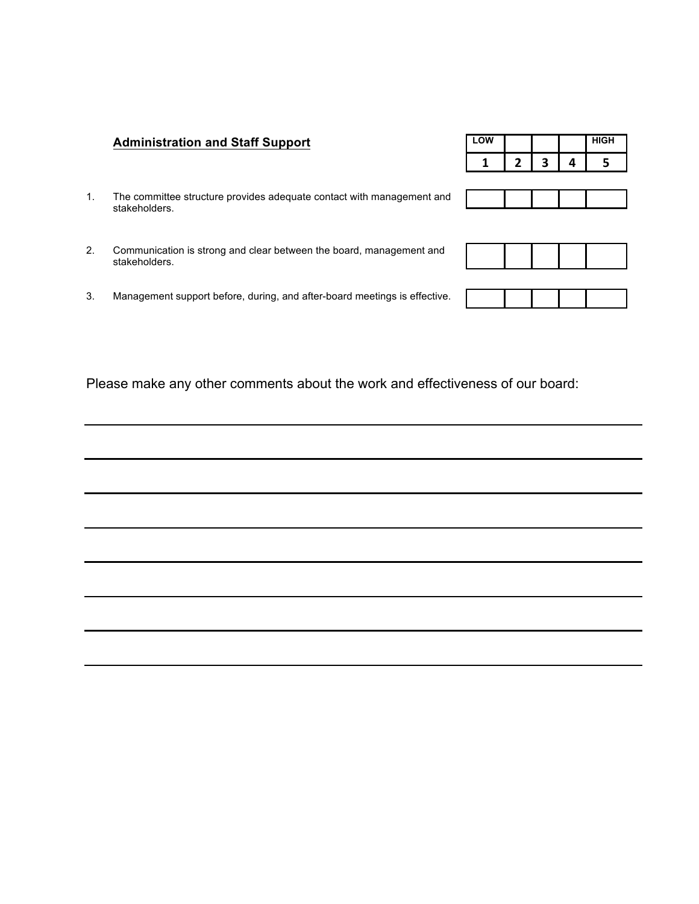| **Administration and Staff Support** | LOW 1 | 2 | 3 | 4 | HIGH 5 |
| --- | --- | --- | --- | --- | --- |
| 1. The committee structure provides adequate contact with management and stakeholders. | | | | | |
| 2. Communication is strong and clear between the board, management and stakeholders. | | | | | |
| 3. Management support before, during, and after-board meetings is effective. | | | | | |

Please make any other comments about the work and effectiveness of our board:

______________________________________________________________________

______________________________________________________________________

______________________________________________________________________

______________________________________________________________________

______________________________________________________________________

______________________________________________________________________

______________________________________________________________________

______________________________________________________________________